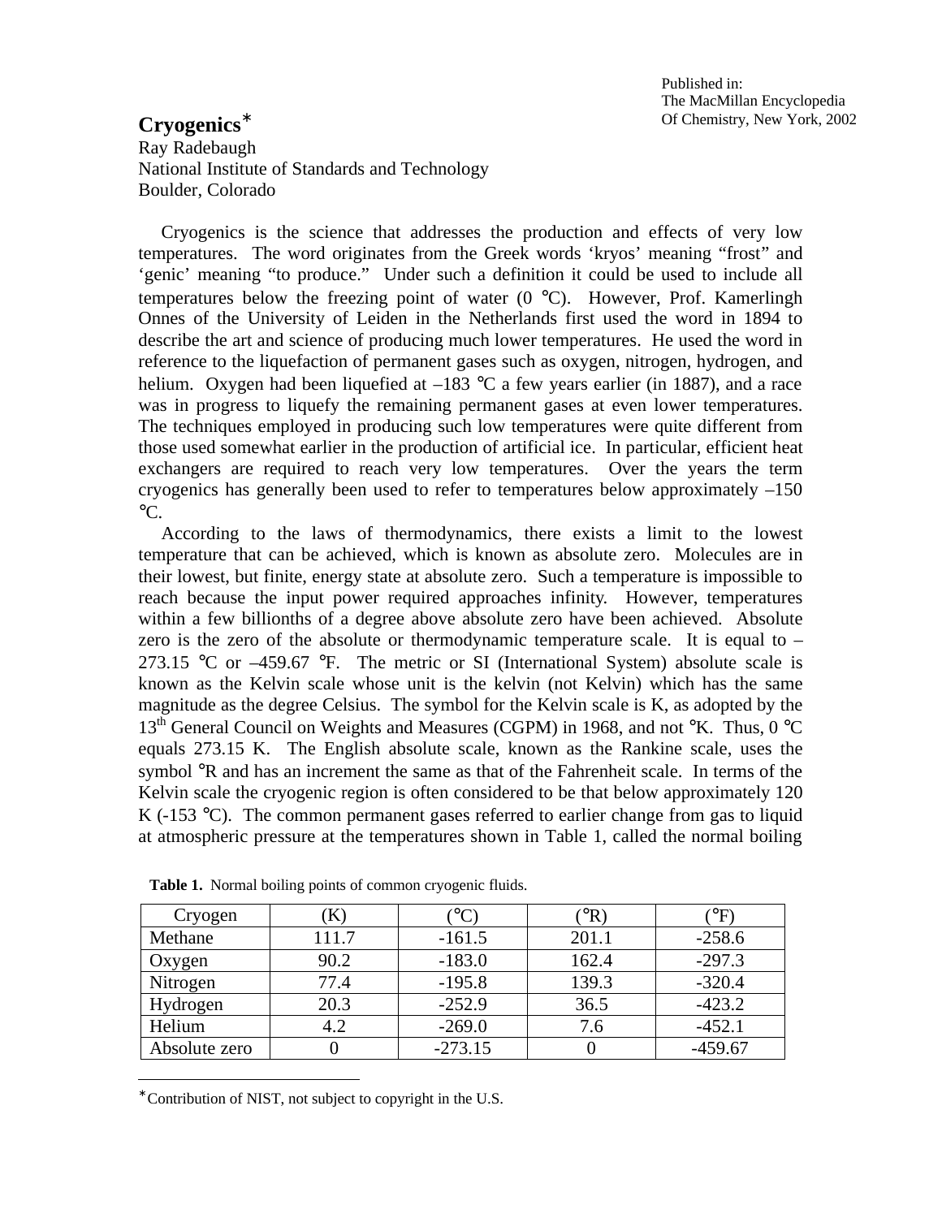Published in:
The MacMillan Encyclopedia
Of Chemistry, New York, 2002

# Cryogenics*

Ray Radebaugh
National Institute of Standards and Technology
Boulder, Colorado

Cryogenics is the science that addresses the production and effects of very low temperatures. The word originates from the Greek words 'kryos' meaning "frost" and 'genic' meaning "to produce." Under such a definition it could be used to include all temperatures below the freezing point of water (0 °C). However, Prof. Kamerlingh Onnes of the University of Leiden in the Netherlands first used the word in 1894 to describe the art and science of producing much lower temperatures. He used the word in reference to the liquefaction of permanent gases such as oxygen, nitrogen, hydrogen, and helium. Oxygen had been liquefied at –183 °C a few years earlier (in 1887), and a race was in progress to liquefy the remaining permanent gases at even lower temperatures. The techniques employed in producing such low temperatures were quite different from those used somewhat earlier in the production of artificial ice. In particular, efficient heat exchangers are required to reach very low temperatures. Over the years the term cryogenics has generally been used to refer to temperatures below approximately –150 °C.

According to the laws of thermodynamics, there exists a limit to the lowest temperature that can be achieved, which is known as absolute zero. Molecules are in their lowest, but finite, energy state at absolute zero. Such a temperature is impossible to reach because the input power required approaches infinity. However, temperatures within a few billionths of a degree above absolute zero have been achieved. Absolute zero is the zero of the absolute or thermodynamic temperature scale. It is equal to –273.15 °C or –459.67 °F. The metric or SI (International System) absolute scale is known as the Kelvin scale whose unit is the kelvin (not Kelvin) which has the same magnitude as the degree Celsius. The symbol for the Kelvin scale is K, as adopted by the 13th General Council on Weights and Measures (CGPM) in 1968, and not °K. Thus, 0 °C equals 273.15 K. The English absolute scale, known as the Rankine scale, uses the symbol °R and has an increment the same as that of the Fahrenheit scale. In terms of the Kelvin scale the cryogenic region is often considered to be that below approximately 120 K (-153 °C). The common permanent gases referred to earlier change from gas to liquid at atmospheric pressure at the temperatures shown in Table 1, called the normal boiling

**Table 1.** Normal boiling points of common cryogenic fluids.

| Cryogen | (K) | (°C) | (°R) | (°F) |
|---|---|---|---|---|
| Methane | 111.7 | -161.5 | 201.1 | -258.6 |
| Oxygen | 90.2 | -183.0 | 162.4 | -297.3 |
| Nitrogen | 77.4 | -195.8 | 139.3 | -320.4 |
| Hydrogen | 20.3 | -252.9 | 36.5 | -423.2 |
| Helium | 4.2 | -269.0 | 7.6 | -452.1 |
| Absolute zero | 0 | -273.15 | 0 | -459.67 |

*Contribution of NIST, not subject to copyright in the U.S.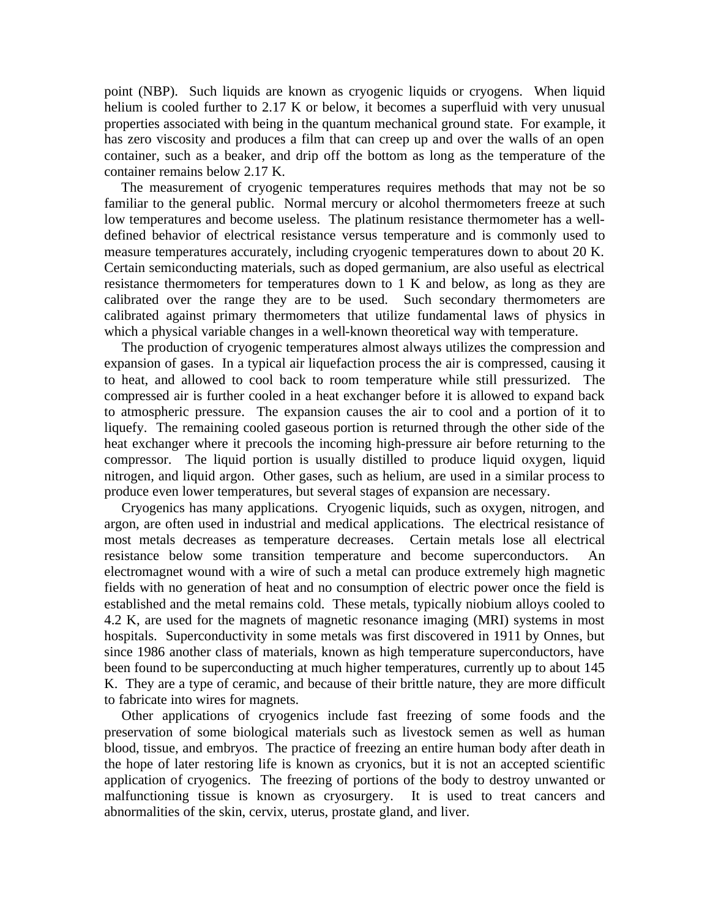point (NBP). Such liquids are known as cryogenic liquids or cryogens. When liquid helium is cooled further to 2.17 K or below, it becomes a superfluid with very unusual properties associated with being in the quantum mechanical ground state. For example, it has zero viscosity and produces a film that can creep up and over the walls of an open container, such as a beaker, and drip off the bottom as long as the temperature of the container remains below 2.17 K.

The measurement of cryogenic temperatures requires methods that may not be so familiar to the general public. Normal mercury or alcohol thermometers freeze at such low temperatures and become useless. The platinum resistance thermometer has a well-defined behavior of electrical resistance versus temperature and is commonly used to measure temperatures accurately, including cryogenic temperatures down to about 20 K. Certain semiconducting materials, such as doped germanium, are also useful as electrical resistance thermometers for temperatures down to 1 K and below, as long as they are calibrated over the range they are to be used. Such secondary thermometers are calibrated against primary thermometers that utilize fundamental laws of physics in which a physical variable changes in a well-known theoretical way with temperature.

The production of cryogenic temperatures almost always utilizes the compression and expansion of gases. In a typical air liquefaction process the air is compressed, causing it to heat, and allowed to cool back to room temperature while still pressurized. The compressed air is further cooled in a heat exchanger before it is allowed to expand back to atmospheric pressure. The expansion causes the air to cool and a portion of it to liquefy. The remaining cooled gaseous portion is returned through the other side of the heat exchanger where it precools the incoming high-pressure air before returning to the compressor. The liquid portion is usually distilled to produce liquid oxygen, liquid nitrogen, and liquid argon. Other gases, such as helium, are used in a similar process to produce even lower temperatures, but several stages of expansion are necessary.

Cryogenics has many applications. Cryogenic liquids, such as oxygen, nitrogen, and argon, are often used in industrial and medical applications. The electrical resistance of most metals decreases as temperature decreases. Certain metals lose all electrical resistance below some transition temperature and become superconductors. An electromagnet wound with a wire of such a metal can produce extremely high magnetic fields with no generation of heat and no consumption of electric power once the field is established and the metal remains cold. These metals, typically niobium alloys cooled to 4.2 K, are used for the magnets of magnetic resonance imaging (MRI) systems in most hospitals. Superconductivity in some metals was first discovered in 1911 by Onnes, but since 1986 another class of materials, known as high temperature superconductors, have been found to be superconducting at much higher temperatures, currently up to about 145 K. They are a type of ceramic, and because of their brittle nature, they are more difficult to fabricate into wires for magnets.

Other applications of cryogenics include fast freezing of some foods and the preservation of some biological materials such as livestock semen as well as human blood, tissue, and embryos. The practice of freezing an entire human body after death in the hope of later restoring life is known as cryonics, but it is not an accepted scientific application of cryogenics. The freezing of portions of the body to destroy unwanted or malfunctioning tissue is known as cryosurgery. It is used to treat cancers and abnormalities of the skin, cervix, uterus, prostate gland, and liver.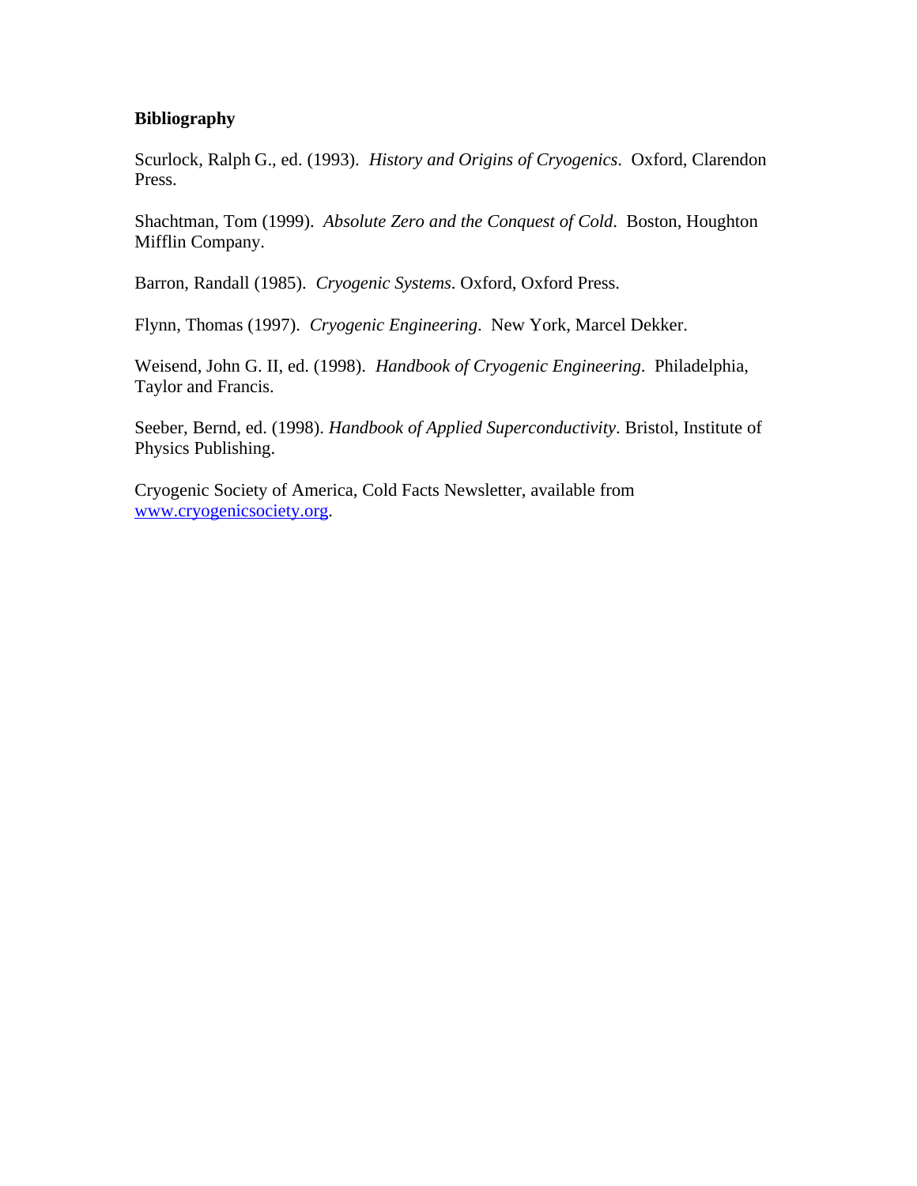**Bibliography**

Scurlock, Ralph G., ed. (1993). *History and Origins of Cryogenics*. Oxford, Clarendon Press.

Shachtman, Tom (1999). *Absolute Zero and the Conquest of Cold*. Boston, Houghton Mifflin Company.

Barron, Randall (1985). *Cryogenic Systems*. Oxford, Oxford Press.

Flynn, Thomas (1997). *Cryogenic Engineering*. New York, Marcel Dekker.

Weisend, John G. II, ed. (1998). *Handbook of Cryogenic Engineering*. Philadelphia, Taylor and Francis.

Seeber, Bernd, ed. (1998). *Handbook of Applied Superconductivity*. Bristol, Institute of Physics Publishing.

Cryogenic Society of America, Cold Facts Newsletter, available from [www.cryogenicsociety.org](http://www.cryogenicsociety.org).